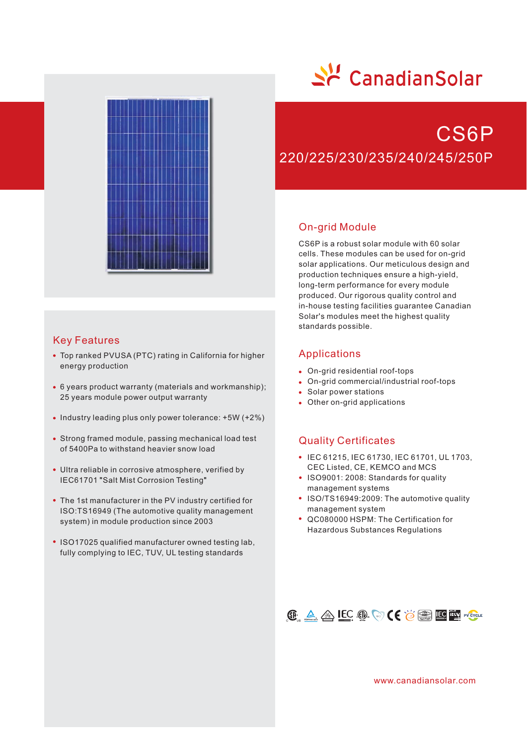# CanadianSolar

## CS6P

## 220/225/230/235/240/245/250P

## On-grid Module

CS6P is a robust solar module with 60 solar cells. These modules can be used for on-grid solar applications. Our meticulous design and production techniques ensure a high-yield, long-term performance for every module produced. Our rigorous quality control and in-house testing facilities guarantee Canadian Solar's modules meet the highest quality standards possible.

## Applications

- On-grid residential roof-tops
- On-grid commercial/industrial roof-tops
- Solar power stations
- Other on-grid applications

## Quality Certificates

- IEC 61215, IEC 61730, IEC 61701, UL 1703, CEC Listed, CE, KEMCO and MCS
- ISO9001: 2008: Standards for quality management systems
- ISO/TS16949:2009: The automotive quality management system
- QC080000 HSPM: The Certification for Hazardous Substances Regulations

## Key Features

- Top ranked PVUSA (PTC) rating in California for higher energy production
- 6 years product warranty (materials and workmanship); 25 years module power output warranty
- Industry leading plus only power tolerance: +5W (+2%)
- Strong framed module, passing mechanical load test of 5400Pa to withstand heavier snow load
- Ultra reliable in corrosive atmosphere, verified by IEC61701 "Salt Mist Corrosion Testing"
- The 1st manufacturer in the PV industry certified for ISO:TS16949 (The automotive quality management system) in module production since 2003
- ISO17025 qualified manufacturer owned testing lab, fully complying to IEC, TUV, UL testing standards

www.canadiansolar.com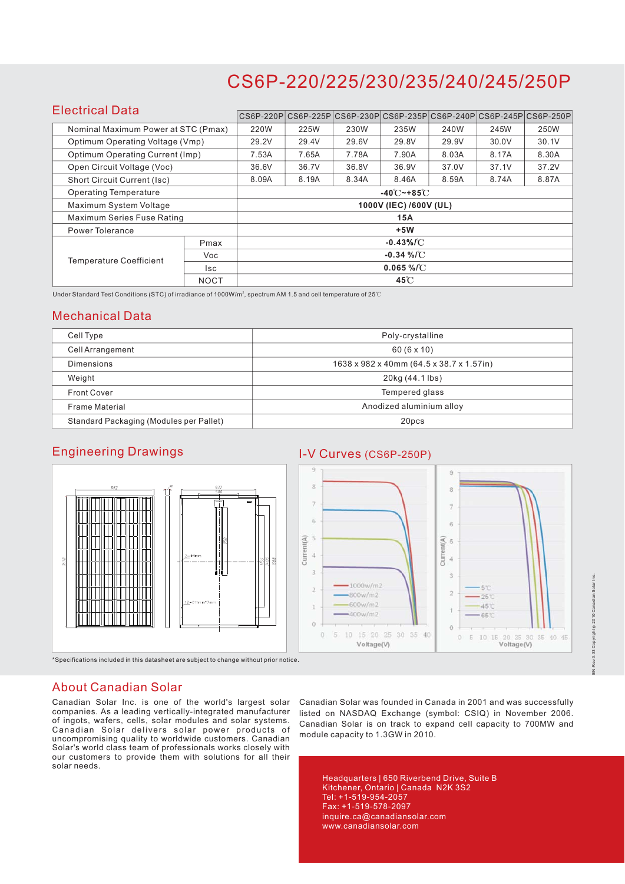# CS6P-220/225/230/235/240/245/250P

## Electrical Data

| | | CS6P-220P | CS6P-225P | CS6P-230P | CS6P-235P | CS6P-240P | CS6P-245P | CS6P-250P |
|---|---|---|---|---|---|---|---|---|
| Nominal Maximum Power at STC (Pmax) | | 220W | 225W | 230W | 235W | 240W | 245W | 250W |
| Optimum Operating Voltage (Vmp) | | 29.2V | 29.4V | 29.6V | 29.8V | 29.9V | 30.0V | 30.1V |
| Optimum Operating Current (Imp) | | 7.53A | 7.65A | 7.78A | 7.90A | 8.03A | 8.17A | 8.30A |
| Open Circuit Voltage (Voc) | | 36.6V | 36.7V | 36.8V | 36.9V | 37.0V | 37.1V | 37.2V |
| Short Circuit Current (Isc) | | 8.09A | 8.19A | 8.34A | 8.46A | 8.59A | 8.74A | 8.87A |
| Operating Temperature | | **-40℃~+85℃** | | | | | | |
| Maximum System Voltage | | **1000V (IEC) /600V (UL)** | | | | | | |
| Maximum Series Fuse Rating | | **15A** | | | | | | |
| Power Tolerance | | **+5W** | | | | | | |
| Temperature Coefficient | Pmax | **-0.43%/℃** | | | | | | |
| | Voc | **-0.34 %/℃** | | | | | | |
| | Isc | **0.065 %/℃** | | | | | | |
| | NOCT | **45℃** | | | | | | |

Under Standard Test Conditions (STC) of irradiance of 1000W/m², spectrum AM 1.5 and cell temperature of 25℃

## Mechanical Data

| | |
|---|---|
| Cell Type | Poly-crystalline |
| Cell Arrangement | 60 (6 x 10) |
| Dimensions | 1638 x 982 x 40mm (64.5 x 38.7 x 1.57in) |
| Weight | 20kg (44.1 lbs) |
| Front Cover | Tempered glass |
| Frame Material | Anodized aluminium alloy |
| Standard Packaging (Modules per Pallet) | 20pcs |

## Engineering Drawings

982
1638
932
500
950
2-Φ4mm
12-Φ11mm*7mm

## I-V Curves (CS6P-250P)

Current(A)
Voltage(V)
1000w/m2
800w/m2
600w/m2
400w/m2

Current(A)
Voltage(V)
5℃
25℃
45℃
65℃

*Specifications included in this datasheet are subject to change without prior notice.

## About Canadian Solar

Canadian Solar Inc. is one of the world's largest solar companies. As a leading vertically-integrated manufacturer of ingots, wafers, cells, solar modules and solar systems. Canadian Solar delivers solar power products of uncompromising quality to worldwide customers. Canadian Solar's world class team of professionals works closely with our customers to provide them with solutions for all their solar needs.

Canadian Solar was founded in Canada in 2001 and was successfully listed on NASDAQ Exchange (symbol: CSIQ) in November 2006. Canadian Solar is on track to expand cell capacity to 700MW and module capacity to 1.3GW in 2010.

Headquarters | 650 Riverbend Drive, Suite B
Kitchener, Ontario | Canada N2K 3S2
Tel: +1-519-954-2057
Fax: +1-519-578-2097
inquire.ca@canadiansolar.com
www.canadiansolar.com

EN-Rev 3.33 Copyright © 2010 Canadian Solar Inc.